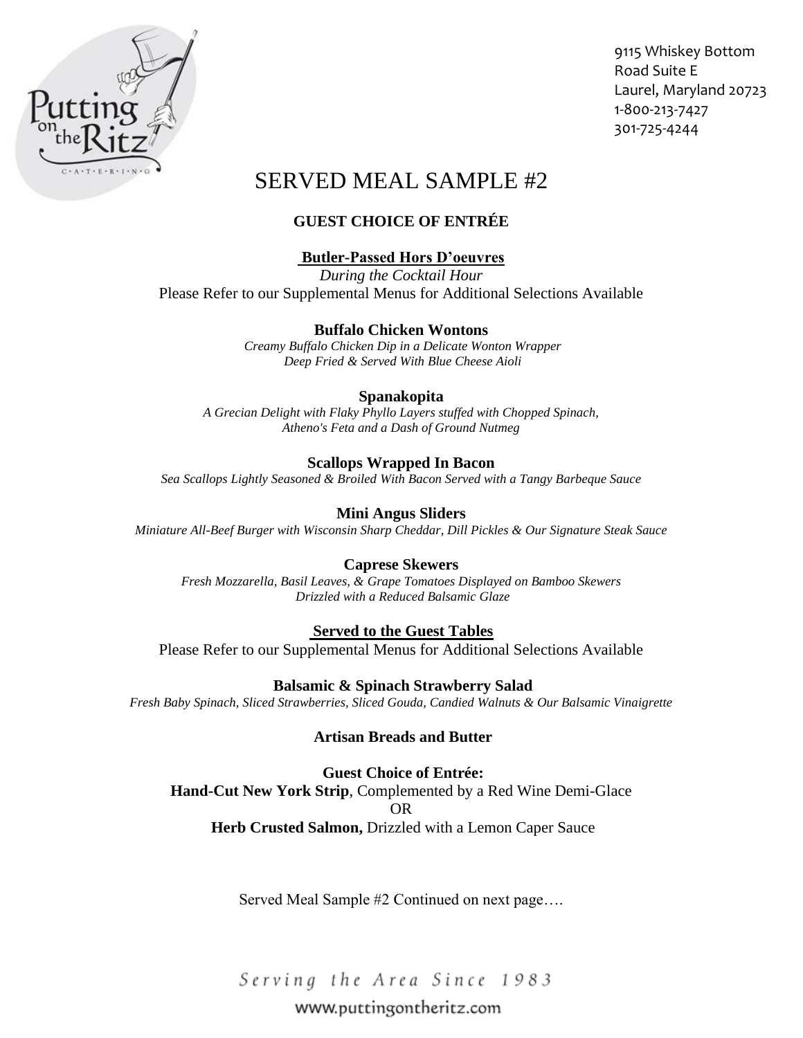9115 Whiskey Bottom Road Suite E
Laurel, Maryland 20723
1-800-213-7427
301-725-4244

# SERVED MEAL SAMPLE #2

## GUEST CHOICE OF ENTRÉE

**Butler-Passed Hors D'oeuvres**

*During the Cocktail Hour*

Please Refer to our Supplemental Menus for Additional Selections Available

**Buffalo Chicken Wontons**

*Creamy Buffalo Chicken Dip in a Delicate Wonton Wrapper*
*Deep Fried & Served With Blue Cheese Aioli*

**Spanakopita**

*A Grecian Delight with Flaky Phyllo Layers stuffed with Chopped Spinach,*
*Atheno's Feta and a Dash of Ground Nutmeg*

**Scallops Wrapped In Bacon**

*Sea Scallops Lightly Seasoned & Broiled With Bacon Served with a Tangy Barbeque Sauce*

**Mini Angus Sliders**

*Miniature All-Beef Burger with Wisconsin Sharp Cheddar, Dill Pickles & Our Signature Steak Sauce*

**Caprese Skewers**

*Fresh Mozzarella, Basil Leaves, & Grape Tomatoes Displayed on Bamboo Skewers*
*Drizzled with a Reduced Balsamic Glaze*

**Served to the Guest Tables**

Please Refer to our Supplemental Menus for Additional Selections Available

**Balsamic & Spinach Strawberry Salad**

*Fresh Baby Spinach, Sliced Strawberries, Sliced Gouda, Candied Walnuts & Our Balsamic Vinaigrette*

**Artisan Breads and Butter**

**Guest Choice of Entrée:**

**Hand-Cut New York Strip**, Complemented by a Red Wine Demi-Glace

OR

**Herb Crusted Salmon,** Drizzled with a Lemon Caper Sauce

Served Meal Sample #2 Continued on next page….

*Serving the Area Since 1983*

www.puttingontheritz.com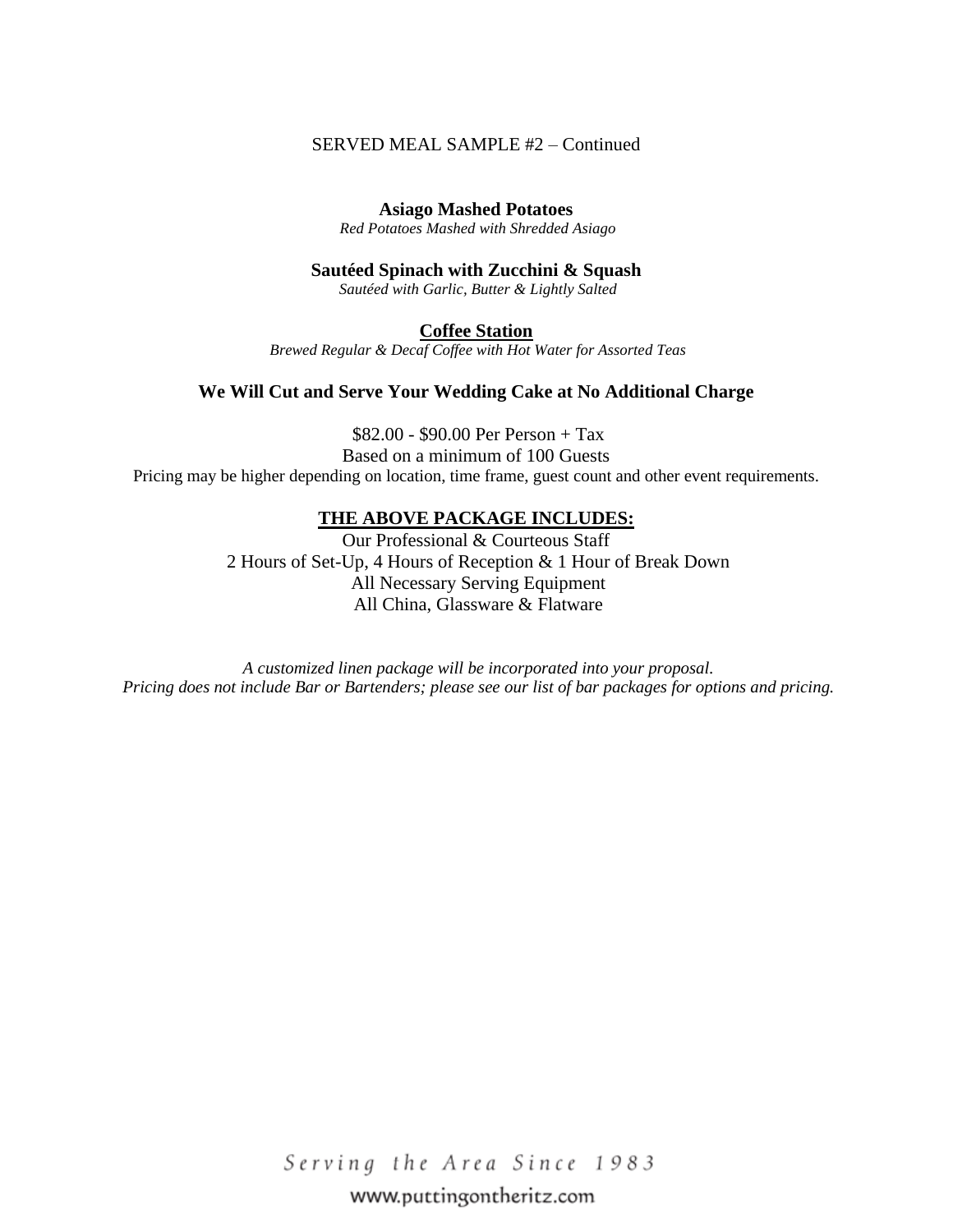SERVED MEAL SAMPLE #2 – Continued

**Asiago Mashed Potatoes**
*Red Potatoes Mashed with Shredded Asiago*

**Sautéed Spinach with Zucchini & Squash**
*Sautéed with Garlic, Butter & Lightly Salted*

**Coffee Station**
*Brewed Regular & Decaf Coffee with Hot Water for Assorted Teas*

**We Will Cut and Serve Your Wedding Cake at No Additional Charge**

$82.00 - $90.00 Per Person + Tax
Based on a minimum of 100 Guests
Pricing may be higher depending on location, time frame, guest count and other event requirements.

**THE ABOVE PACKAGE INCLUDES:**

Our Professional & Courteous Staff
2 Hours of Set-Up, 4 Hours of Reception & 1 Hour of Break Down
All Necessary Serving Equipment
All China, Glassware & Flatware

*A customized linen package will be incorporated into your proposal.*
*Pricing does not include Bar or Bartenders; please see our list of bar packages for options and pricing.*